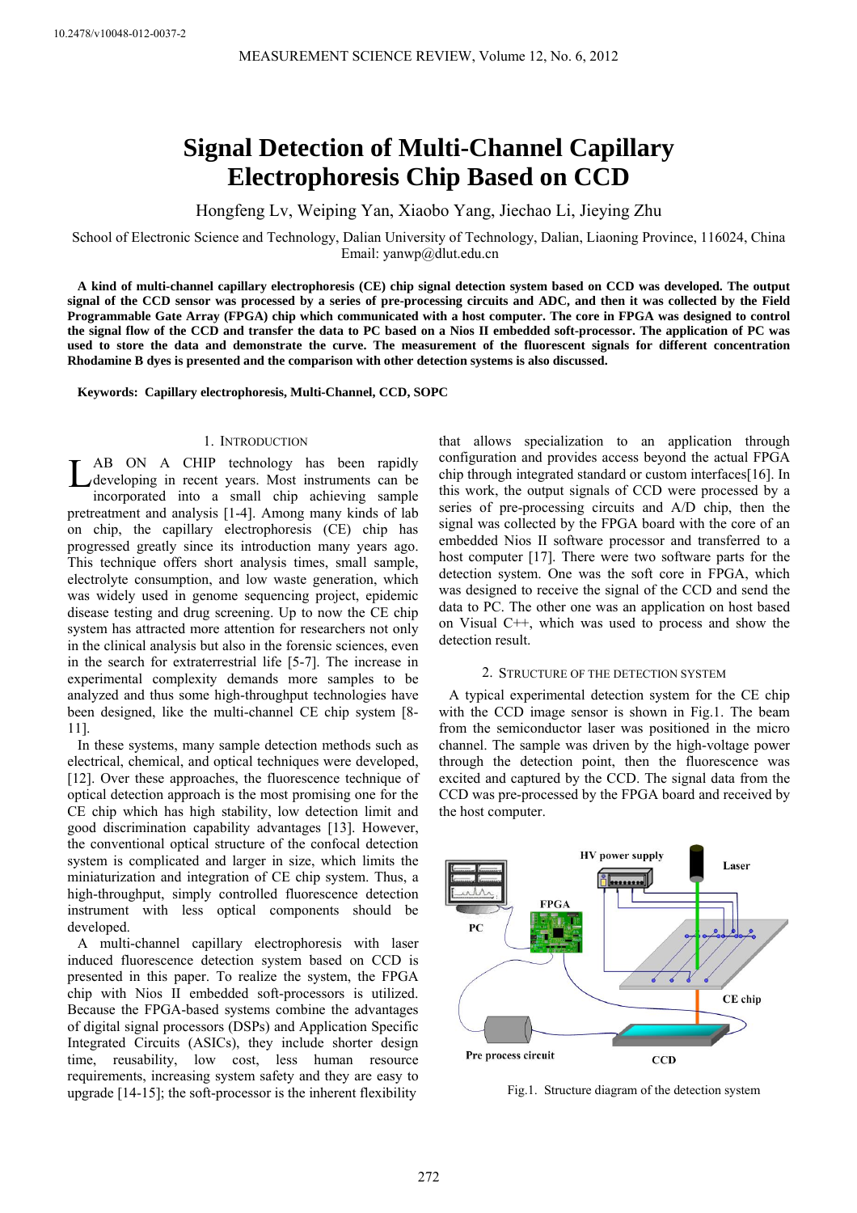10.2478/v10048-012-0037-2

# Signal Detection of Multi-Channel Capillary Electrophoresis Chip Based on CCD

Hongfeng Lv, Weiping Yan, Xiaobo Yang, Jiechao Li, Jieying Zhu

School of Electronic Science and Technology, Dalian University of Technology, Dalian, Liaoning Province, 116024, China
Email: yanwp@dlut.edu.cn

**A kind of multi-channel capillary electrophoresis (CE) chip signal detection system based on CCD was developed. The output signal of the CCD sensor was processed by a series of pre-processing circuits and ADC, and then it was collected by the Field Programmable Gate Array (FPGA) chip which communicated with a host computer. The core in FPGA was designed to control the signal flow of the CCD and transfer the data to PC based on a Nios II embedded soft-processor. The application of PC was used to store the data and demonstrate the curve. The measurement of the fluorescent signals for different concentration Rhodamine B dyes is presented and the comparison with other detection systems is also discussed.**

**Keywords: Capillary electrophoresis, Multi-Channel, CCD, SOPC**

## 1. Introduction

LAB ON A CHIP technology has been rapidly developing in recent years. Most instruments can be incorporated into a small chip achieving sample pretreatment and analysis [1-4]. Among many kinds of lab on chip, the capillary electrophoresis (CE) chip has progressed greatly since its introduction many years ago. This technique offers short analysis times, small sample, electrolyte consumption, and low waste generation, which was widely used in genome sequencing project, epidemic disease testing and drug screening. Up to now the CE chip system has attracted more attention for researchers not only in the clinical analysis but also in the forensic sciences, even in the search for extraterrestrial life [5-7]. The increase in experimental complexity demands more samples to be analyzed and thus some high-throughput technologies have been designed, like the multi-channel CE chip system [8-11].

In these systems, many sample detection methods such as electrical, chemical, and optical techniques were developed, [12]. Over these approaches, the fluorescence technique of optical detection approach is the most promising one for the CE chip which has high stability, low detection limit and good discrimination capability advantages [13]. However, the conventional optical structure of the confocal detection system is complicated and larger in size, which limits the miniaturization and integration of CE chip system. Thus, a high-throughput, simply controlled fluorescence detection instrument with less optical components should be developed.

A multi-channel capillary electrophoresis with laser induced fluorescence detection system based on CCD is presented in this paper. To realize the system, the FPGA chip with Nios II embedded soft-processors is utilized. Because the FPGA-based systems combine the advantages of digital signal processors (DSPs) and Application Specific Integrated Circuits (ASICs), they include shorter design time, reusability, low cost, less human resource requirements, increasing system safety and they are easy to upgrade [14-15]; the soft-processor is the inherent flexibility that allows specialization to an application through configuration and provides access beyond the actual FPGA chip through integrated standard or custom interfaces[16]. In this work, the output signals of CCD were processed by a series of pre-processing circuits and A/D chip, then the signal was collected by the FPGA board with the core of an embedded Nios II software processor and transferred to a host computer [17]. There were two software parts for the detection system. One was the soft core in FPGA, which was designed to receive the signal of the CCD and send the data to PC. The other one was an application on host based on Visual C++, which was used to process and show the detection result.

## 2. Structure of the Detection System

A typical experimental detection system for the CE chip with the CCD image sensor is shown in Fig.1. The beam from the semiconductor laser was positioned in the micro channel. The sample was driven by the high-voltage power through the detection point, then the fluorescence was excited and captured by the CCD. The signal data from the CCD was pre-processed by the FPGA board and received by the host computer.

Fig.1. Structure diagram of the detection system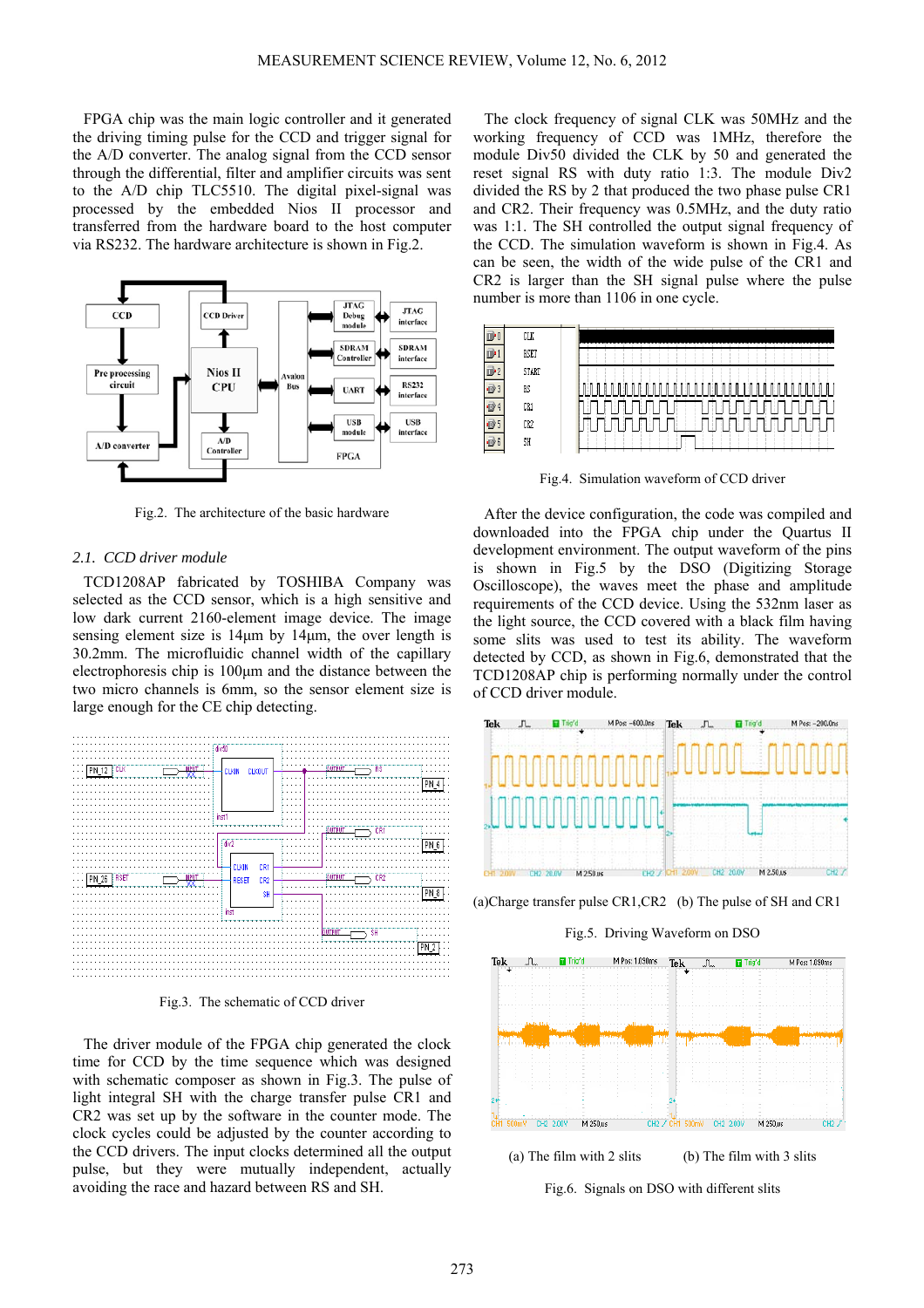FPGA chip was the main logic controller and it generated the driving timing pulse for the CCD and trigger signal for the A/D converter. The analog signal from the CCD sensor through the differential, filter and amplifier circuits was sent to the A/D chip TLC5510. The digital pixel-signal was processed by the embedded Nios II processor and transferred from the hardware board to the host computer via RS232. The hardware architecture is shown in Fig.2.

Fig.2. The architecture of the basic hardware

### 2.1. *CCD driver module*

TCD1208AP fabricated by TOSHIBA Company was selected as the CCD sensor, which is a high sensitive and low dark current 2160-element image device. The image sensing element size is 14μm by 14μm, the over length is 30.2mm. The microfluidic channel width of the capillary electrophoresis chip is 100μm and the distance between the two micro channels is 6mm, so the sensor element size is large enough for the CE chip detecting.

Fig.3. The schematic of CCD driver

The driver module of the FPGA chip generated the clock time for CCD by the time sequence which was designed with schematic composer as shown in Fig.3. The pulse of light integral SH with the charge transfer pulse CR1 and CR2 was set up by the software in the counter mode. The clock cycles could be adjusted by the counter according to the CCD drivers. The input clocks determined all the output pulse, but they were mutually independent, actually avoiding the race and hazard between RS and SH.

The clock frequency of signal CLK was 50MHz and the working frequency of CCD was 1MHz, therefore the module Div50 divided the CLK by 50 and generated the reset signal RS with duty ratio 1:3. The module Div2 divided the RS by 2 that produced the two phase pulse CR1 and CR2. Their frequency was 0.5MHz, and the duty ratio was 1:1. The SH controlled the output signal frequency of the CCD. The simulation waveform is shown in Fig.4. As can be seen, the width of the wide pulse of the CR1 and CR2 is larger than the SH signal pulse where the pulse number is more than 1106 in one cycle.

Fig.4. Simulation waveform of CCD driver

After the device configuration, the code was compiled and downloaded into the FPGA chip under the Quartus II development environment. The output waveform of the pins is shown in Fig.5 by the DSO (Digitizing Storage Oscilloscope), the waves meet the phase and amplitude requirements of the CCD device. Using the 532nm laser as the light source, the CCD covered with a black film having some slits was used to test its ability. The waveform detected by CCD, as shown in Fig.6, demonstrated that the TCD1208AP chip is performing normally under the control of CCD driver module.

(a)Charge transfer pulse CR1,CR2 (b) The pulse of SH and CR1

Fig.5. Driving Waveform on DSO

(a) The film with 2 slits (b) The film with 3 slits

Fig.6. Signals on DSO with different slits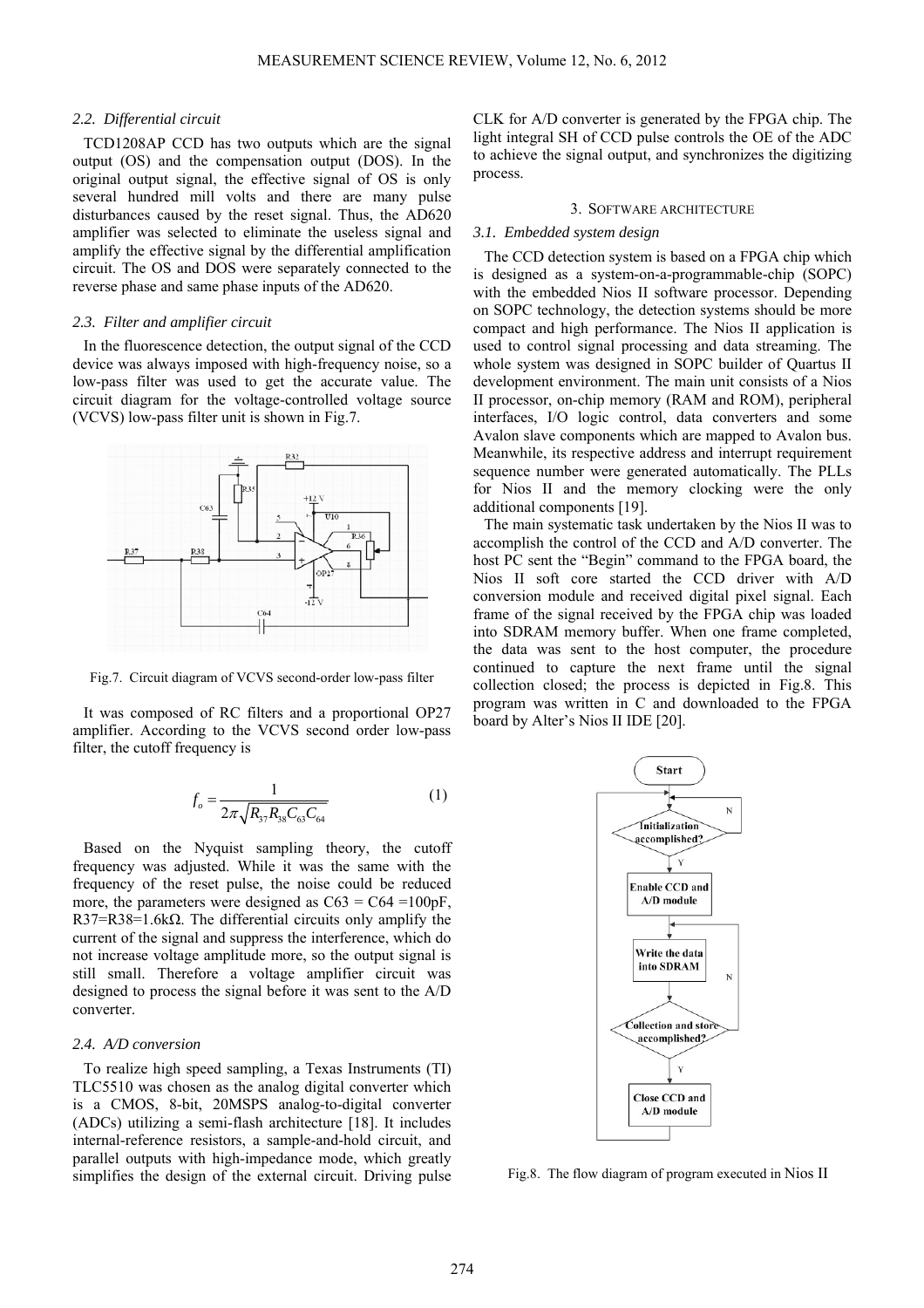### 2.2. Differential circuit

TCD1208AP CCD has two outputs which are the signal output (OS) and the compensation output (DOS). In the original output signal, the effective signal of OS is only several hundred mill volts and there are many pulse disturbances caused by the reset signal. Thus, the AD620 amplifier was selected to eliminate the useless signal and amplify the effective signal by the differential amplification circuit. The OS and DOS were separately connected to the reverse phase and same phase inputs of the AD620.

### 2.3. Filter and amplifier circuit

In the fluorescence detection, the output signal of the CCD device was always imposed with high-frequency noise, so a low-pass filter was used to get the accurate value. The circuit diagram for the voltage-controlled voltage source (VCVS) low-pass filter unit is shown in Fig.7.

Fig.7. Circuit diagram of VCVS second-order low-pass filter

It was composed of RC filters and a proportional OP27 amplifier. According to the VCVS second order low-pass filter, the cutoff frequency is

$$f_o = \frac{1}{2\pi\sqrt{R_{37}R_{38}C_{63}C_{64}}} \tag{1}$$

Based on the Nyquist sampling theory, the cutoff frequency was adjusted. While it was the same with the frequency of the reset pulse, the noise could be reduced more, the parameters were designed as C63 = C64 =100pF, R37=R38=1.6kΩ. The differential circuits only amplify the current of the signal and suppress the interference, which do not increase voltage amplitude more, so the output signal is still small. Therefore a voltage amplifier circuit was designed to process the signal before it was sent to the A/D converter.

### 2.4. A/D conversion

To realize high speed sampling, a Texas Instruments (TI) TLC5510 was chosen as the analog digital converter which is a CMOS, 8-bit, 20MSPS analog-to-digital converter (ADCs) utilizing a semi-flash architecture [18]. It includes internal-reference resistors, a sample-and-hold circuit, and parallel outputs with high-impedance mode, which greatly simplifies the design of the external circuit. Driving pulse CLK for A/D converter is generated by the FPGA chip. The light integral SH of CCD pulse controls the OE of the ADC to achieve the signal output, and synchronizes the digitizing process.

## 3. Software architecture

### 3.1. Embedded system design

The CCD detection system is based on a FPGA chip which is designed as a system-on-a-programmable-chip (SOPC) with the embedded Nios II software processor. Depending on SOPC technology, the detection systems should be more compact and high performance. The Nios II application is used to control signal processing and data streaming. The whole system was designed in SOPC builder of Quartus II development environment. The main unit consists of a Nios II processor, on-chip memory (RAM and ROM), peripheral interfaces, I/O logic control, data converters and some Avalon slave components which are mapped to Avalon bus. Meanwhile, its respective address and interrupt requirement sequence number were generated automatically. The PLLs for Nios II and the memory clocking were the only additional components [19].

The main systematic task undertaken by the Nios II was to accomplish the control of the CCD and A/D converter. The host PC sent the "Begin" command to the FPGA board, the Nios II soft core started the CCD driver with A/D conversion module and received digital pixel signal. Each frame of the signal received by the FPGA chip was loaded into SDRAM memory buffer. When one frame completed, the data was sent to the host computer, the procedure continued to capture the next frame until the signal collection closed; the process is depicted in Fig.8. This program was written in C and downloaded to the FPGA board by Alter's Nios II IDE [20].

Fig.8. The flow diagram of program executed in Nios II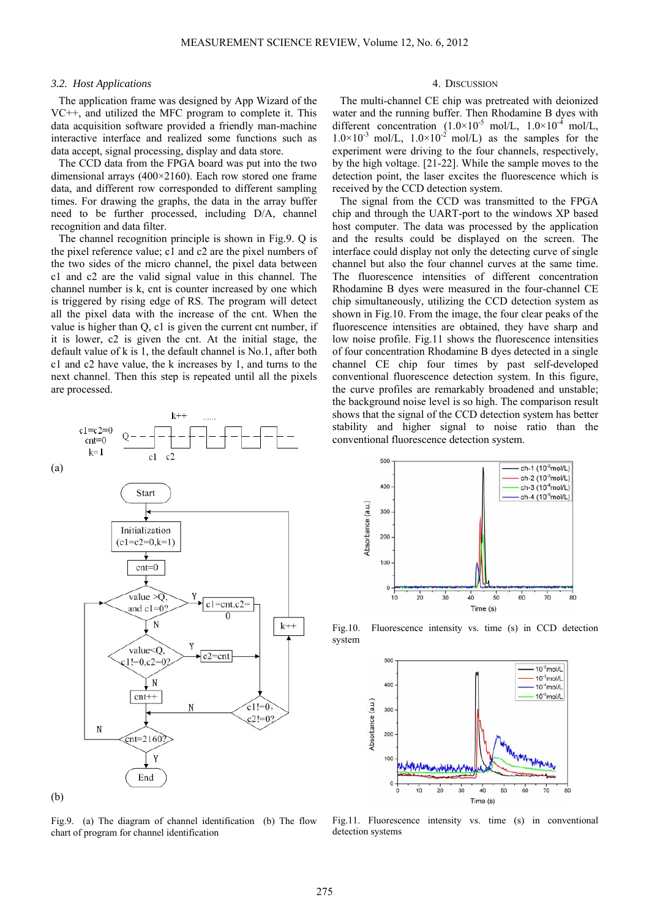### 3.2. Host Applications

The application frame was designed by App Wizard of the VC++, and utilized the MFC program to complete it. This data acquisition software provided a friendly man-machine interactive interface and realized some functions such as data accept, signal processing, display and data store.

The CCD data from the FPGA board was put into the two dimensional arrays (400×2160). Each row stored one frame data, and different row corresponded to different sampling times. For drawing the graphs, the data in the array buffer need to be further processed, including D/A, channel recognition and data filter.

The channel recognition principle is shown in Fig.9. Q is the pixel reference value; c1 and c2 are the pixel numbers of the two sides of the micro channel, the pixel data between c1 and c2 are the valid signal value in this channel. The channel number is k, cnt is counter increased by one which is triggered by rising edge of RS. The program will detect all the pixel data with the increase of the cnt. When the value is higher than Q, c1 is given the current cnt number, if it is lower, c2 is given the cnt. At the initial stage, the default value of k is 1, the default channel is No.1, after both c1 and c2 have value, the k increases by 1, and turns to the next channel. Then this step is repeated until all the pixels are processed.

Fig.9. (a) The diagram of channel identification (b) The flow chart of program for channel identification

## 4. Discussion

The multi-channel CE chip was pretreated with deionized water and the running buffer. Then Rhodamine B dyes with different concentration ($1.0\times10^{-5}$ mol/L, $1.0\times10^{-4}$ mol/L, $1.0\times10^{-3}$ mol/L, $1.0\times10^{-2}$ mol/L) as the samples for the experiment were driving to the four channels, respectively, by the high voltage. [21-22]. While the sample moves to the detection point, the laser excites the fluorescence which is received by the CCD detection system.

The signal from the CCD was transmitted to the FPGA chip and through the UART-port to the windows XP based host computer. The data was processed by the application and the results could be displayed on the screen. The interface could display not only the detecting curve of single channel but also the four channel curves at the same time. The fluorescence intensities of different concentration Rhodamine B dyes were measured in the four-channel CE chip simultaneously, utilizing the CCD detection system as shown in Fig.10. From the image, the four clear peaks of the fluorescence intensities are obtained, they have sharp and low noise profile. Fig.11 shows the fluorescence intensities of four concentration Rhodamine B dyes detected in a single channel CE chip four times by past self-developed conventional fluorescence detection system. In this figure, the curve profiles are remarkably broadened and unstable; the background noise level is so high. The comparison result shows that the signal of the CCD detection system has better stability and higher signal to noise ratio than the conventional fluorescence detection system.

Fig.10. Fluorescence intensity vs. time (s) in CCD detection system

Fig.11. Fluorescence intensity vs. time (s) in conventional detection systems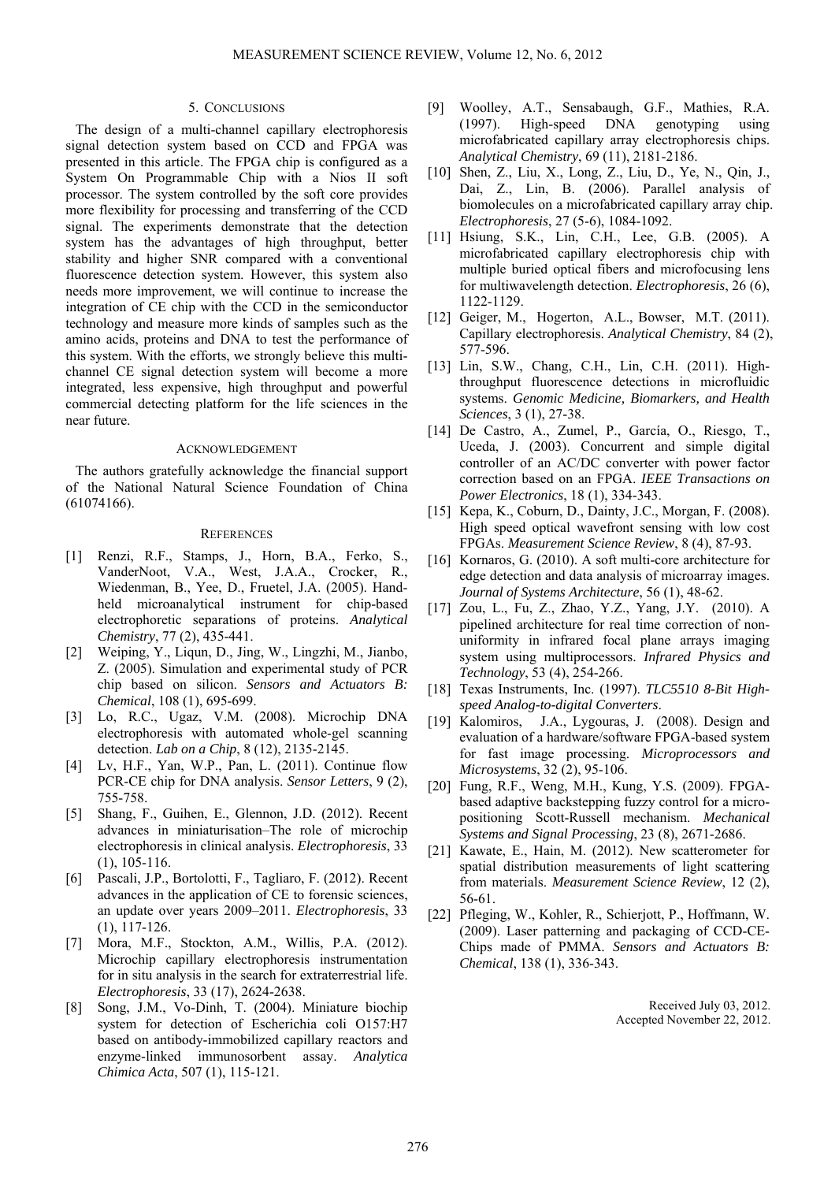## 5. CONCLUSIONS

The design of a multi-channel capillary electrophoresis signal detection system based on CCD and FPGA was presented in this article. The FPGA chip is configured as a System On Programmable Chip with a Nios II soft processor. The system controlled by the soft core provides more flexibility for processing and transferring of the CCD signal. The experiments demonstrate that the detection system has the advantages of high throughput, better stability and higher SNR compared with a conventional fluorescence detection system. However, this system also needs more improvement, we will continue to increase the integration of CE chip with the CCD in the semiconductor technology and measure more kinds of samples such as the amino acids, proteins and DNA to test the performance of this system. With the efforts, we strongly believe this multi-channel CE signal detection system will become a more integrated, less expensive, high throughput and powerful commercial detecting platform for the life sciences in the near future.

## ACKNOWLEDGEMENT

The authors gratefully acknowledge the financial support of the National Natural Science Foundation of China (61074166).

## REFERENCES

[1] Renzi, R.F., Stamps, J., Horn, B.A., Ferko, S., VanderNoot, V.A., West, J.A.A., Crocker, R., Wiedenman, B., Yee, D., Fruetel, J.A. (2005). Hand-held microanalytical instrument for chip-based electrophoretic separations of proteins. *Analytical Chemistry*, 77 (2), 435-441.

[2] Weiping, Y., Liqun, D., Jing, W., Lingzhi, M., Jianbo, Z. (2005). Simulation and experimental study of PCR chip based on silicon. *Sensors and Actuators B: Chemical*, 108 (1), 695-699.

[3] Lo, R.C., Ugaz, V.M. (2008). Microchip DNA electrophoresis with automated whole-gel scanning detection. *Lab on a Chip*, 8 (12), 2135-2145.

[4] Lv, H.F., Yan, W.P., Pan, L. (2011). Continue flow PCR-CE chip for DNA analysis. *Sensor Letters*, 9 (2), 755-758.

[5] Shang, F., Guihen, E., Glennon, J.D. (2012). Recent advances in miniaturisation–The role of microchip electrophoresis in clinical analysis. *Electrophoresis*, 33 (1), 105-116.

[6] Pascali, J.P., Bortolotti, F., Tagliaro, F. (2012). Recent advances in the application of CE to forensic sciences, an update over years 2009–2011. *Electrophoresis*, 33 (1), 117-126.

[7] Mora, M.F., Stockton, A.M., Willis, P.A. (2012). Microchip capillary electrophoresis instrumentation for in situ analysis in the search for extraterrestrial life. *Electrophoresis*, 33 (17), 2624-2638.

[8] Song, J.M., Vo-Dinh, T. (2004). Miniature biochip system for detection of Escherichia coli O157:H7 based on antibody-immobilized capillary reactors and enzyme-linked immunosorbent assay. *Analytica Chimica Acta*, 507 (1), 115-121.

[9] Woolley, A.T., Sensabaugh, G.F., Mathies, R.A. (1997). High-speed DNA genotyping using microfabricated capillary array electrophoresis chips. *Analytical Chemistry*, 69 (11), 2181-2186.

[10] Shen, Z., Liu, X., Long, Z., Liu, D., Ye, N., Qin, J., Dai, Z., Lin, B. (2006). Parallel analysis of biomolecules on a microfabricated capillary array chip. *Electrophoresis*, 27 (5-6), 1084-1092.

[11] Hsiung, S.K., Lin, C.H., Lee, G.B. (2005). A microfabricated capillary electrophoresis chip with multiple buried optical fibers and microfocusing lens for multiwavelength detection. *Electrophoresis*, 26 (6), 1122-1129.

[12] Geiger, M., Hogerton, A.L., Bowser, M.T. (2011). Capillary electrophoresis. *Analytical Chemistry*, 84 (2), 577-596.

[13] Lin, S.W., Chang, C.H., Lin, C.H. (2011). High-throughput fluorescence detections in microfluidic systems. *Genomic Medicine, Biomarkers, and Health Sciences*, 3 (1), 27-38.

[14] De Castro, A., Zumel, P., García, O., Riesgo, T., Uceda, J. (2003). Concurrent and simple digital controller of an AC/DC converter with power factor correction based on an FPGA. *IEEE Transactions on Power Electronics*, 18 (1), 334-343.

[15] Kepa, K., Coburn, D., Dainty, J.C., Morgan, F. (2008). High speed optical wavefront sensing with low cost FPGAs. *Measurement Science Review*, 8 (4), 87-93.

[16] Kornaros, G. (2010). A soft multi-core architecture for edge detection and data analysis of microarray images. *Journal of Systems Architecture*, 56 (1), 48-62.

[17] Zou, L., Fu, Z., Zhao, Y.Z., Yang, J.Y. (2010). A pipelined architecture for real time correction of non-uniformity in infrared focal plane arrays imaging system using multiprocessors. *Infrared Physics and Technology*, 53 (4), 254-266.

[18] Texas Instruments, Inc. (1997). *TLC5510 8-Bit High-speed Analog-to-digital Converters*.

[19] Kalomiros, J.A., Lygouras, J. (2008). Design and evaluation of a hardware/software FPGA-based system for fast image processing. *Microprocessors and Microsystems*, 32 (2), 95-106.

[20] Fung, R.F., Weng, M.H., Kung, Y.S. (2009). FPGA-based adaptive backstepping fuzzy control for a micro-positioning Scott-Russell mechanism. *Mechanical Systems and Signal Processing*, 23 (8), 2671-2686.

[21] Kawate, E., Hain, M. (2012). New scatterometer for spatial distribution measurements of light scattering from materials. *Measurement Science Review*, 12 (2), 56-61.

[22] Pfleging, W., Kohler, R., Schierjott, P., Hoffmann, W. (2009). Laser patterning and packaging of CCD-CE-Chips made of PMMA. *Sensors and Actuators B: Chemical*, 138 (1), 336-343.

Received July 03, 2012.
Accepted November 22, 2012.